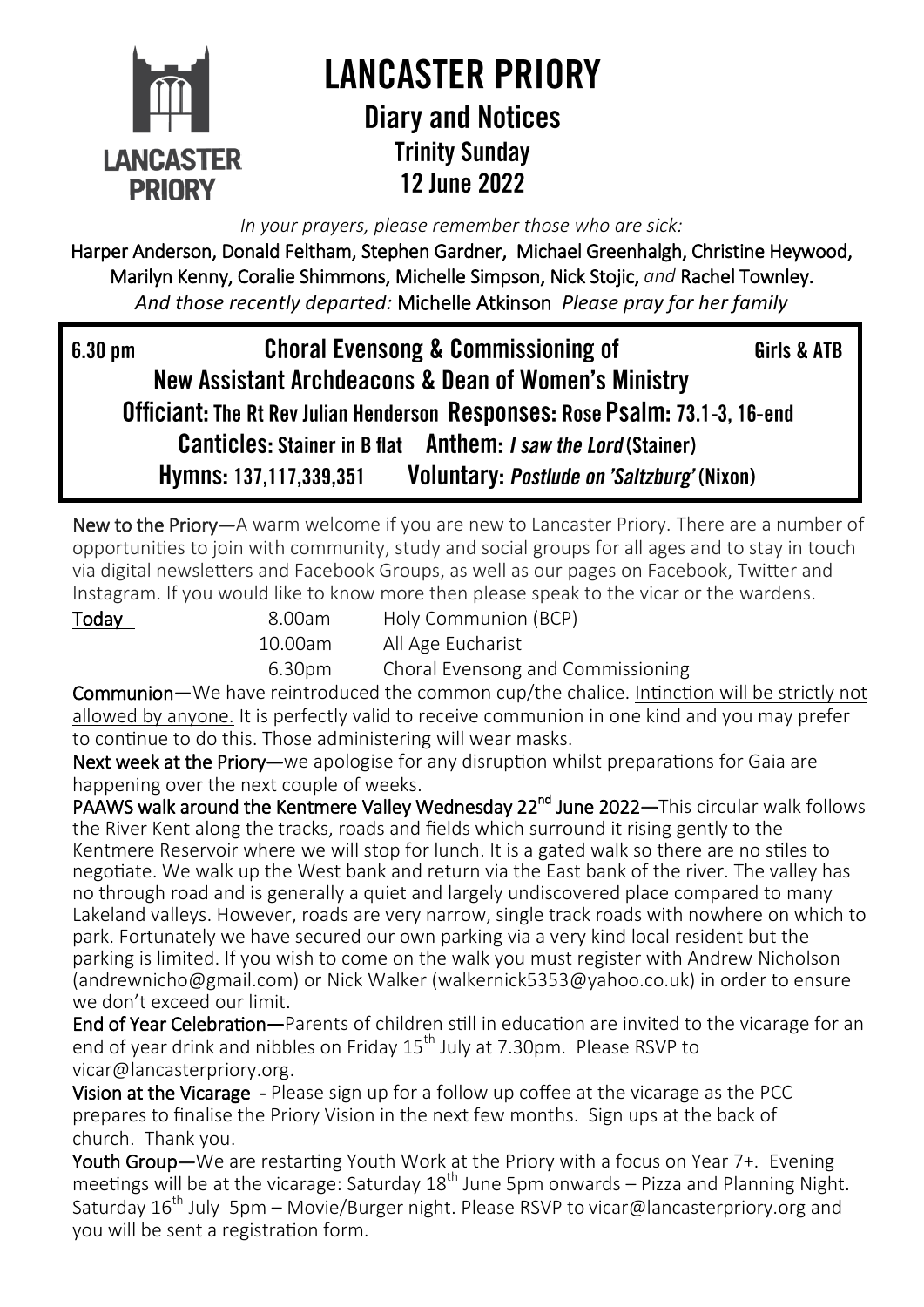# LANCASTER PRIORY

## Diary and Notices

### Trinity Sunday

### 12 June 2022

*In your prayers, please remember those who are sick:*

Harper Anderson, Donald Feltham, Stephen Gardner, Michael Greenhalgh, Christine Heywood, Marilyn Kenny, Coralie Shimmons, Michelle Simpson, Nick Stojic, *and* Rachel Townley.

*And those recently departed:* Michelle Atkinson *Please pray for her family*

**6.30 pm** **Choral Evensong & Commissioning of New Assistant Archdeacons & Dean of Women's Ministry** **Girls & ATB**

**Officiant:** The Rt Rev Julian Henderson **Responses:** Rose **Psalm:** 73.1-3, 16-end

**Canticles:** Stainer in B flat **Anthem:** *I saw the Lord* (Stainer)

**Hymns:** 137,117,339,351 **Voluntary:** *Postlude on 'Saltzburg'* (Nixon)

**New to the Priory—**A warm welcome if you are new to Lancaster Priory. There are a number of opportunities to join with community, study and social groups for all ages and to stay in touch via digital newsletters and Facebook Groups, as well as our pages on Facebook, Twitter and Instagram. If you would like to know more then please speak to the vicar or the wardens.

| **Today** | | |
|---|---|---|
| | 8.00am | Holy Communion (BCP) |
| | 10.00am | All Age Eucharist |
| | 6.30pm | Choral Evensong and Commissioning |

**Communion**—We have reintroduced the common cup/the chalice. Intinction will be strictly not allowed by anyone. It is perfectly valid to receive communion in one kind and you may prefer to continue to do this. Those administering will wear masks.

**Next week at the Priory—**we apologise for any disruption whilst preparations for Gaia are happening over the next couple of weeks.

**PAAWS walk around the Kentmere Valley Wednesday 22nd June 2022—**This circular walk follows the River Kent along the tracks, roads and fields which surround it rising gently to the Kentmere Reservoir where we will stop for lunch. It is a gated walk so there are no stiles to negotiate. We walk up the West bank and return via the East bank of the river. The valley has no through road and is generally a quiet and largely undiscovered place compared to many Lakeland valleys. However, roads are very narrow, single track roads with nowhere on which to park. Fortunately we have secured our own parking via a very kind local resident but the parking is limited. If you wish to come on the walk you must register with Andrew Nicholson (andrewnicho@gmail.com) or Nick Walker (walkernick5353@yahoo.co.uk) in order to ensure we don't exceed our limit.

**End of Year Celebration—**Parents of children still in education are invited to the vicarage for an end of year drink and nibbles on Friday 15th July at 7.30pm. Please RSVP to vicar@lancasterpriory.org.

**Vision at the Vicarage** - Please sign up for a follow up coffee at the vicarage as the PCC prepares to finalise the Priory Vision in the next few months. Sign ups at the back of church. Thank you.

**Youth Group—**We are restarting Youth Work at the Priory with a focus on Year 7+. Evening meetings will be at the vicarage: Saturday 18th June 5pm onwards – Pizza and Planning Night. Saturday 16th July 5pm – Movie/Burger night. Please RSVP to vicar@lancasterpriory.org and you will be sent a registration form.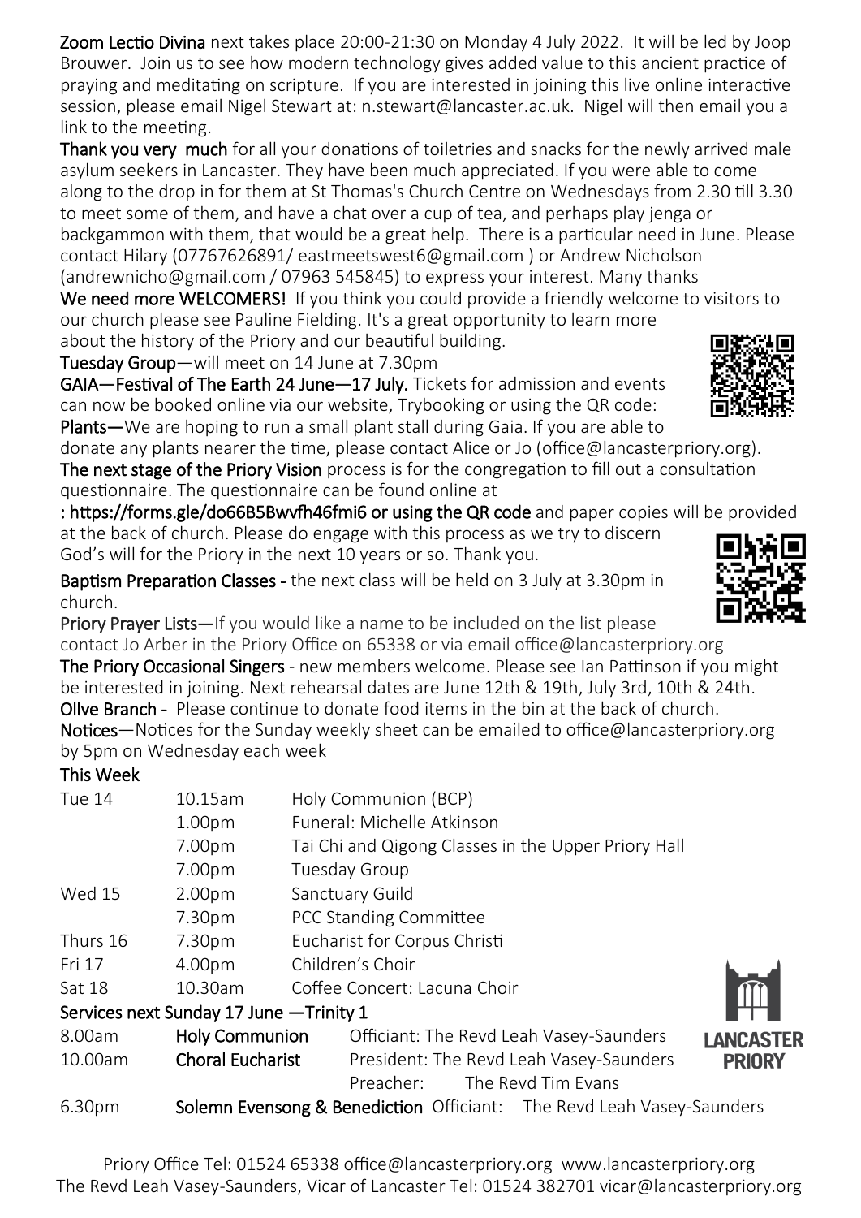**Zoom Lectio Divina** next takes place 20:00-21:30 on Monday 4 July 2022. It will be led by Joop Brouwer. Join us to see how modern technology gives added value to this ancient practice of praying and meditating on scripture. If you are interested in joining this live online interactive session, please email Nigel Stewart at: n.stewart@lancaster.ac.uk. Nigel will then email you a link to the meeting.

**Thank you very much** for all your donations of toiletries and snacks for the newly arrived male asylum seekers in Lancaster. They have been much appreciated. If you were able to come along to the drop in for them at St Thomas's Church Centre on Wednesdays from 2.30 till 3.30 to meet some of them, and have a chat over a cup of tea, and perhaps play jenga or backgammon with them, that would be a great help. There is a particular need in June. Please contact Hilary (07767626891/ eastmeetswest6@gmail.com ) or Andrew Nicholson (andrewnicho@gmail.com / 07963 545845) to express your interest. Many thanks

**We need more WELCOMERS!** If you think you could provide a friendly welcome to visitors to our church please see Pauline Fielding. It's a great opportunity to learn more about the history of the Priory and our beautiful building.

**Tuesday Group**—will meet on 14 June at 7.30pm

**GAIA—Festival of The Earth 24 June—17 July.** Tickets for admission and events can now be booked online via our website, Trybooking or using the QR code:

**Plants—**We are hoping to run a small plant stall during Gaia. If you are able to donate any plants nearer the time, please contact Alice or Jo (office@lancasterpriory.org).

**The next stage of the Priory Vision** process is for the congregation to fill out a consultation questionnaire. The questionnaire can be found online at

**: https://forms.gle/do66B5Bwvfh46fmi6 or using the QR code** and paper copies will be provided at the back of church. Please do engage with this process as we try to discern God's will for the Priory in the next 10 years or so. Thank you.

**Baptism Preparation Classes -** the next class will be held on 3 July at 3.30pm in church.

**Priory Prayer Lists—**If you would like a name to be included on the list please contact Jo Arber in the Priory Office on 65338 or via email office@lancasterpriory.org

**The Priory Occasional Singers** - new members welcome. Please see Ian Pattinson if you might be interested in joining. Next rehearsal dates are June 12th & 19th, July 3rd, 10th & 24th.

**OlIve Branch -** Please continue to donate food items in the bin at the back of church.

**Notices**—Notices for the Sunday weekly sheet can be emailed to office@lancasterpriory.org by 5pm on Wednesday each week

## This Week

| | | |
|---|---|---|
| Tue 14 | 10.15am | Holy Communion (BCP) |
| | 1.00pm | Funeral: Michelle Atkinson |
| | 7.00pm | Tai Chi and Qigong Classes in the Upper Priory Hall |
| | 7.00pm | Tuesday Group |
| Wed 15 | 2.00pm | Sanctuary Guild |
| | 7.30pm | PCC Standing Committee |
| Thurs 16 | 7.30pm | Eucharist for Corpus Christi |
| Fri 17 | 4.00pm | Children's Choir |
| Sat 18 | 10.30am | Coffee Concert: Lacuna Choir |

## Services next Sunday 17 June —Trinity 1

| | | |
|---|---|---|
| 8.00am | **Holy Communion** | Officiant: The Revd Leah Vasey-Saunders |
| 10.00am | **Choral Eucharist** | President: The Revd Leah Vasey-Saunders |
| | | Preacher: The Revd Tim Evans |
| 6.30pm | **Solemn Evensong & Benediction** | Officiant: The Revd Leah Vasey-Saunders |

LANCASTER PRIORY

Priory Office Tel: 01524 65338 office@lancasterpriory.org www.lancasterpriory.org
The Revd Leah Vasey-Saunders, Vicar of Lancaster Tel: 01524 382701 vicar@lancasterpriory.org